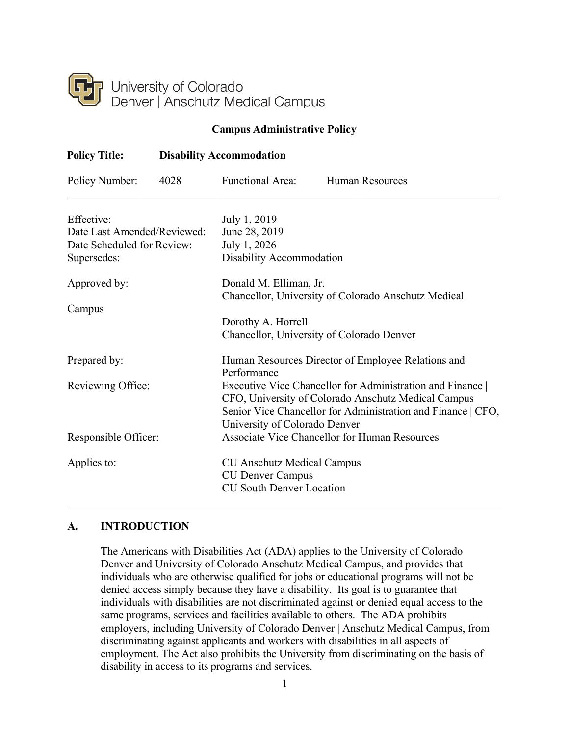University of Colorado
Denver | Anschutz Medical Campus

**Campus Administrative Policy**

**Policy Title:** **Disability Accommodation**

Policy Number: 4028 Functional Area: Human Resources

---

| | |
|---|---|
| Effective: | July 1, 2019 |
| Date Last Amended/Reviewed: | June 28, 2019 |
| Date Scheduled for Review: | July 1, 2026 |
| Supersedes: | Disability Accommodation |
| Approved by: | Donald M. Elliman, Jr.<br>Chancellor, University of Colorado Anschutz Medical Campus |
| | Dorothy A. Horrell<br>Chancellor, University of Colorado Denver |
| Prepared by: | Human Resources Director of Employee Relations and Performance |
| Reviewing Office: | Executive Vice Chancellor for Administration and Finance \| CFO, University of Colorado Anschutz Medical Campus<br>Senior Vice Chancellor for Administration and Finance \| CFO, University of Colorado Denver |
| Responsible Officer: | Associate Vice Chancellor for Human Resources |
| Applies to: | CU Anschutz Medical Campus<br>CU Denver Campus<br>CU South Denver Location |

---

## A. INTRODUCTION

The Americans with Disabilities Act (ADA) applies to the University of Colorado Denver and University of Colorado Anschutz Medical Campus, and provides that individuals who are otherwise qualified for jobs or educational programs will not be denied access simply because they have a disability. Its goal is to guarantee that individuals with disabilities are not discriminated against or denied equal access to the same programs, services and facilities available to others. The ADA prohibits employers, including University of Colorado Denver | Anschutz Medical Campus, from discriminating against applicants and workers with disabilities in all aspects of employment. The Act also prohibits the University from discriminating on the basis of disability in access to its programs and services.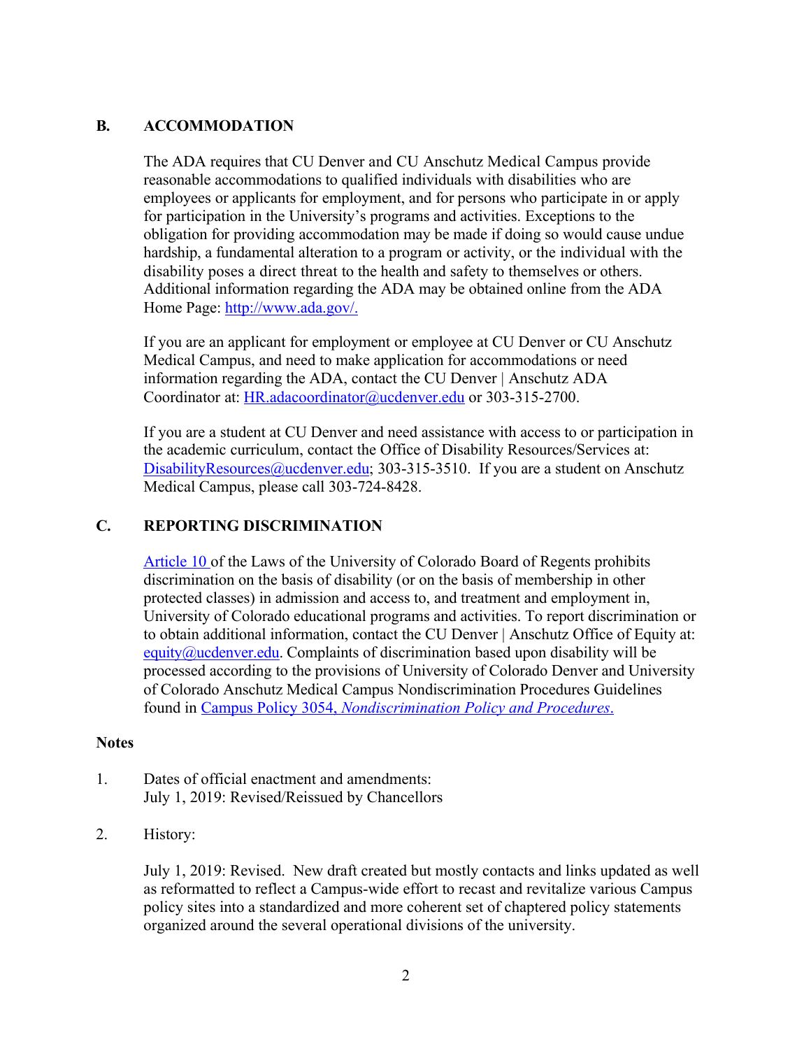## B. ACCOMMODATION

The ADA requires that CU Denver and CU Anschutz Medical Campus provide reasonable accommodations to qualified individuals with disabilities who are employees or applicants for employment, and for persons who participate in or apply for participation in the University's programs and activities. Exceptions to the obligation for providing accommodation may be made if doing so would cause undue hardship, a fundamental alteration to a program or activity, or the individual with the disability poses a direct threat to the health and safety to themselves or others. Additional information regarding the ADA may be obtained online from the ADA Home Page: [http://www.ada.gov/.](http://www.ada.gov/)

If you are an applicant for employment or employee at CU Denver or CU Anschutz Medical Campus, and need to make application for accommodations or need information regarding the ADA, contact the CU Denver | Anschutz ADA Coordinator at: [HR.adacoordinator@ucdenver.edu](mailto:HR.adacoordinator@ucdenver.edu) or 303-315-2700.

If you are a student at CU Denver and need assistance with access to or participation in the academic curriculum, contact the Office of Disability Resources/Services at: [DisabilityResources@ucdenver.edu](mailto:DisabilityResources@ucdenver.edu); 303-315-3510. If you are a student on Anschutz Medical Campus, please call 303-724-8428.

## C. REPORTING DISCRIMINATION

[Article 10](#) of the Laws of the University of Colorado Board of Regents prohibits discrimination on the basis of disability (or on the basis of membership in other protected classes) in admission and access to, and treatment and employment in, University of Colorado educational programs and activities. To report discrimination or to obtain additional information, contact the CU Denver | Anschutz Office of Equity at: [equity@ucdenver.edu](mailto:equity@ucdenver.edu). Complaints of discrimination based upon disability will be processed according to the provisions of University of Colorado Denver and University of Colorado Anschutz Medical Campus Nondiscrimination Procedures Guidelines found in [Campus Policy 3054, *Nondiscrimination Policy and Procedures*.](#)

### Notes

1. Dates of official enactment and amendments:
   July 1, 2019: Revised/Reissued by Chancellors

2. History:

   July 1, 2019: Revised. New draft created but mostly contacts and links updated as well as reformatted to reflect a Campus-wide effort to recast and revitalize various Campus policy sites into a standardized and more coherent set of chaptered policy statements organized around the several operational divisions of the university.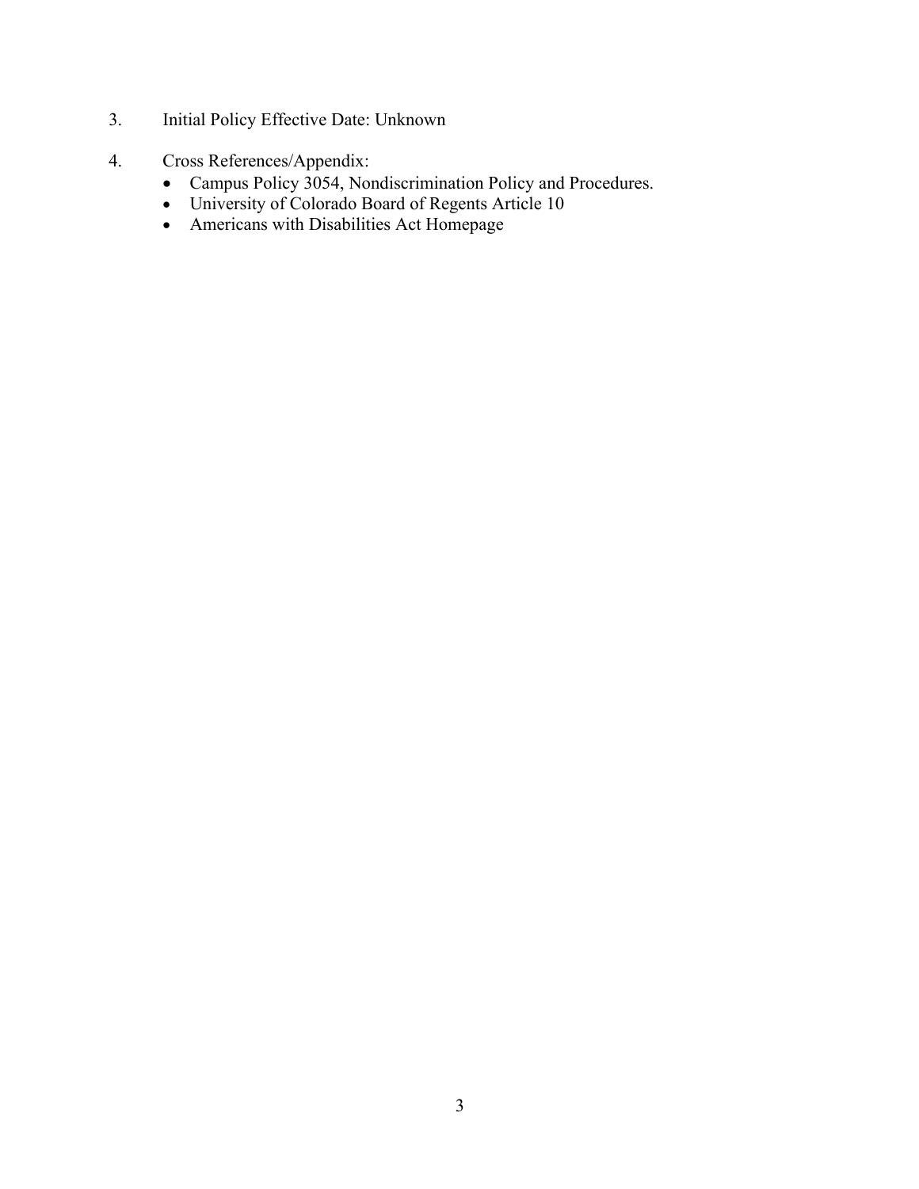3. Initial Policy Effective Date: Unknown

4. Cross References/Appendix:
    - Campus Policy 3054, Nondiscrimination Policy and Procedures.
    - University of Colorado Board of Regents Article 10
    - Americans with Disabilities Act Homepage